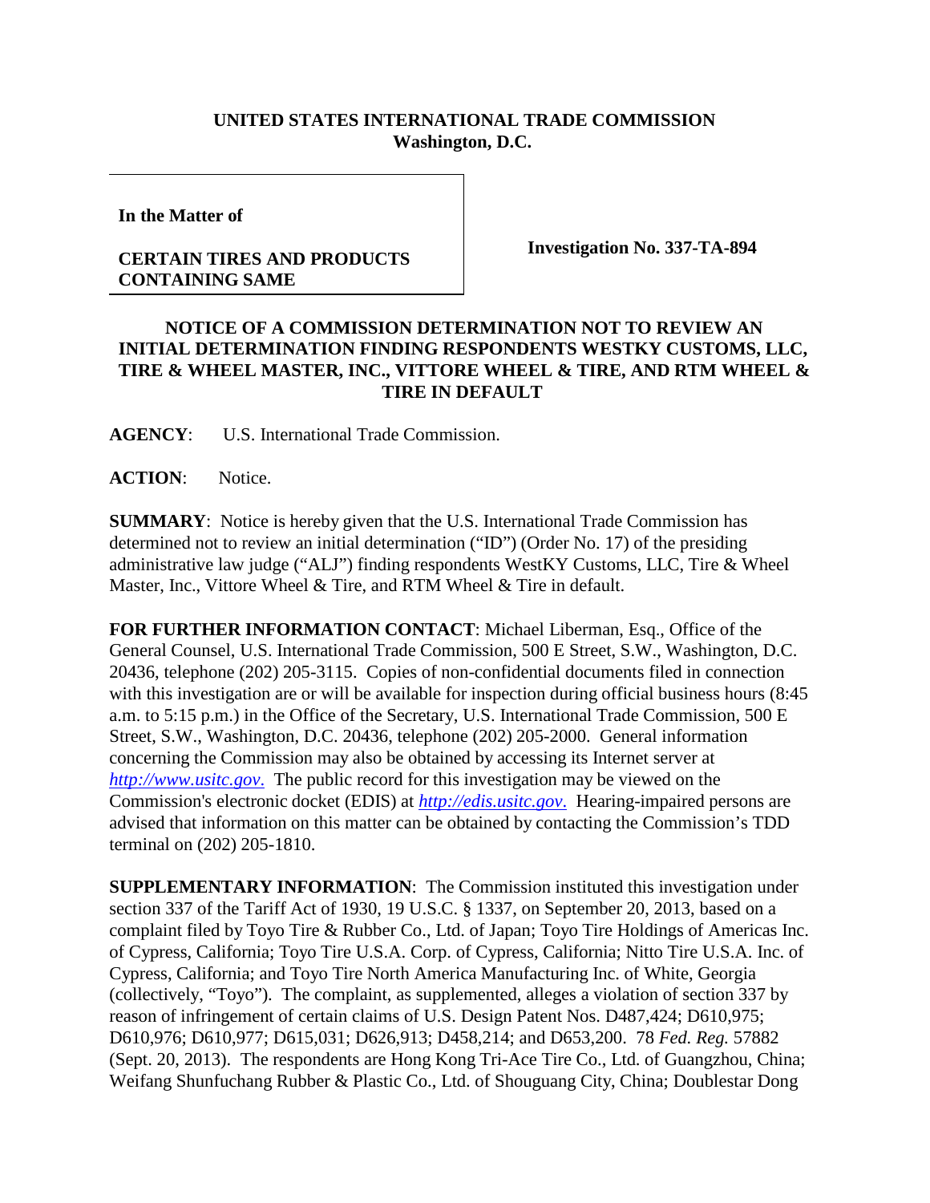**UNITED STATES INTERNATIONAL TRADE COMMISSION**
**Washington, D.C.**

| **In the Matter of**<br><br>**CERTAIN TIRES AND PRODUCTS CONTAINING SAME** | **Investigation No. 337-TA-894** |
| --- | --- |

## NOTICE OF A COMMISSION DETERMINATION NOT TO REVIEW AN INITIAL DETERMINATION FINDING RESPONDENTS WESTKY CUSTOMS, LLC, TIRE & WHEEL MASTER, INC., VITTORE WHEEL & TIRE, AND RTM WHEEL & TIRE IN DEFAULT

**AGENCY**: U.S. International Trade Commission.

**ACTION**: Notice.

**SUMMARY**: Notice is hereby given that the U.S. International Trade Commission has determined not to review an initial determination ("ID") (Order No. 17) of the presiding administrative law judge ("ALJ") finding respondents WestKY Customs, LLC, Tire & Wheel Master, Inc., Vittore Wheel & Tire, and RTM Wheel & Tire in default.

**FOR FURTHER INFORMATION CONTACT**: Michael Liberman, Esq., Office of the General Counsel, U.S. International Trade Commission, 500 E Street, S.W., Washington, D.C. 20436, telephone (202) 205-3115. Copies of non-confidential documents filed in connection with this investigation are or will be available for inspection during official business hours (8:45 a.m. to 5:15 p.m.) in the Office of the Secretary, U.S. International Trade Commission, 500 E Street, S.W., Washington, D.C. 20436, telephone (202) 205-2000. General information concerning the Commission may also be obtained by accessing its Internet server at *http://www.usitc.gov*. The public record for this investigation may be viewed on the Commission's electronic docket (EDIS) at *http://edis.usitc.gov*. Hearing-impaired persons are advised that information on this matter can be obtained by contacting the Commission's TDD terminal on (202) 205-1810.

**SUPPLEMENTARY INFORMATION**: The Commission instituted this investigation under section 337 of the Tariff Act of 1930, 19 U.S.C. § 1337, on September 20, 2013, based on a complaint filed by Toyo Tire & Rubber Co., Ltd. of Japan; Toyo Tire Holdings of Americas Inc. of Cypress, California; Toyo Tire U.S.A. Corp. of Cypress, California; Nitto Tire U.S.A. Inc. of Cypress, California; and Toyo Tire North America Manufacturing Inc. of White, Georgia (collectively, "Toyo"). The complaint, as supplemented, alleges a violation of section 337 by reason of infringement of certain claims of U.S. Design Patent Nos. D487,424; D610,975; D610,976; D610,977; D615,031; D626,913; D458,214; and D653,200. 78 *Fed. Reg.* 57882 (Sept. 20, 2013). The respondents are Hong Kong Tri-Ace Tire Co., Ltd. of Guangzhou, China; Weifang Shunfuchang Rubber & Plastic Co., Ltd. of Shouguang City, China; Doublestar Dong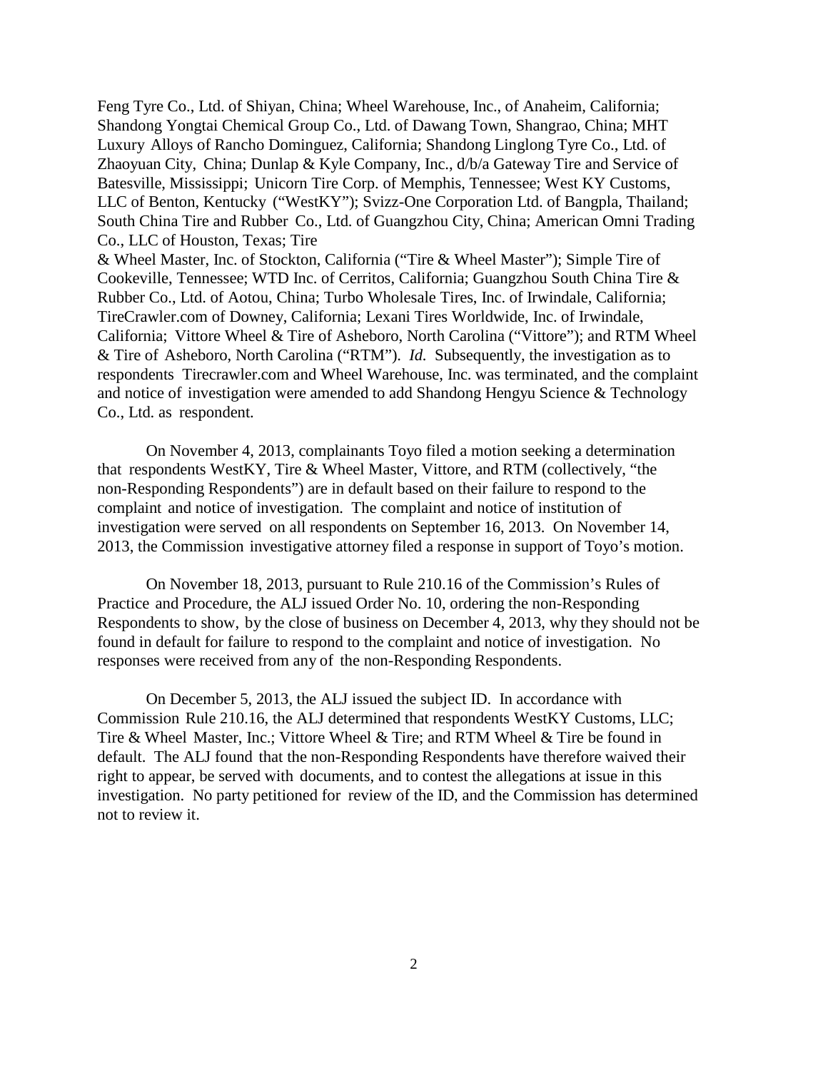Feng Tyre Co., Ltd. of Shiyan, China; Wheel Warehouse, Inc., of Anaheim, California; Shandong Yongtai Chemical Group Co., Ltd. of Dawang Town, Shangrao, China; MHT Luxury Alloys of Rancho Dominguez, California; Shandong Linglong Tyre Co., Ltd. of Zhaoyuan City, China; Dunlap & Kyle Company, Inc., d/b/a Gateway Tire and Service of Batesville, Mississippi; Unicorn Tire Corp. of Memphis, Tennessee; West KY Customs, LLC of Benton, Kentucky ("WestKY"); Svizz-One Corporation Ltd. of Bangpla, Thailand; South China Tire and Rubber Co., Ltd. of Guangzhou City, China; American Omni Trading Co., LLC of Houston, Texas; Tire & Wheel Master, Inc. of Stockton, California ("Tire & Wheel Master"); Simple Tire of Cookeville, Tennessee; WTD Inc. of Cerritos, California; Guangzhou South China Tire & Rubber Co., Ltd. of Aotou, China; Turbo Wholesale Tires, Inc. of Irwindale, California; TireCrawler.com of Downey, California; Lexani Tires Worldwide, Inc. of Irwindale, California; Vittore Wheel & Tire of Asheboro, North Carolina ("Vittore"); and RTM Wheel & Tire of Asheboro, North Carolina ("RTM"). *Id.* Subsequently, the investigation as to respondents Tirecrawler.com and Wheel Warehouse, Inc. was terminated, and the complaint and notice of investigation were amended to add Shandong Hengyu Science & Technology Co., Ltd. as respondent.

On November 4, 2013, complainants Toyo filed a motion seeking a determination that respondents WestKY, Tire & Wheel Master, Vittore, and RTM (collectively, "the non-Responding Respondents") are in default based on their failure to respond to the complaint and notice of investigation. The complaint and notice of institution of investigation were served on all respondents on September 16, 2013. On November 14, 2013, the Commission investigative attorney filed a response in support of Toyo's motion.

On November 18, 2013, pursuant to Rule 210.16 of the Commission's Rules of Practice and Procedure, the ALJ issued Order No. 10, ordering the non-Responding Respondents to show, by the close of business on December 4, 2013, why they should not be found in default for failure to respond to the complaint and notice of investigation. No responses were received from any of the non-Responding Respondents.

On December 5, 2013, the ALJ issued the subject ID. In accordance with Commission Rule 210.16, the ALJ determined that respondents WestKY Customs, LLC; Tire & Wheel Master, Inc.; Vittore Wheel & Tire; and RTM Wheel & Tire be found in default. The ALJ found that the non-Responding Respondents have therefore waived their right to appear, be served with documents, and to contest the allegations at issue in this investigation. No party petitioned for review of the ID, and the Commission has determined not to review it.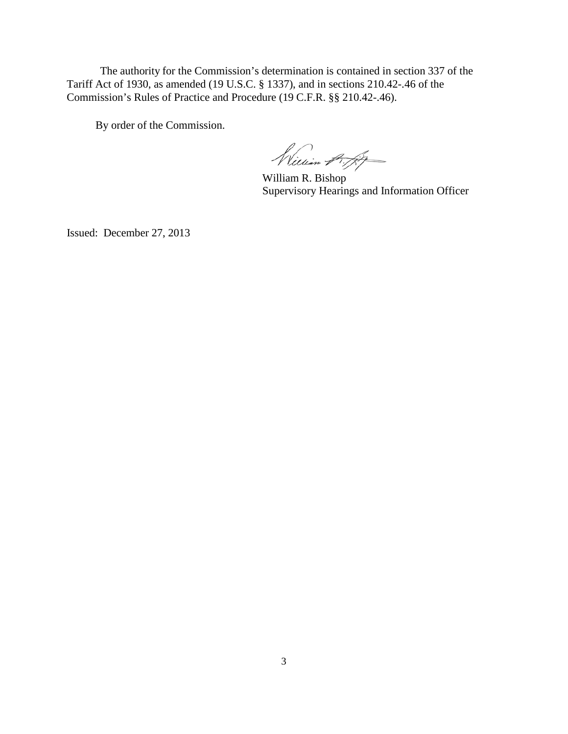The authority for the Commission's determination is contained in section 337 of the Tariff Act of 1930, as amended (19 U.S.C. § 1337), and in sections 210.42-.46 of the Commission's Rules of Practice and Procedure (19 C.F.R. §§ 210.42-.46).

By order of the Commission.

William R. Bishop
Supervisory Hearings and Information Officer

Issued: December 27, 2013